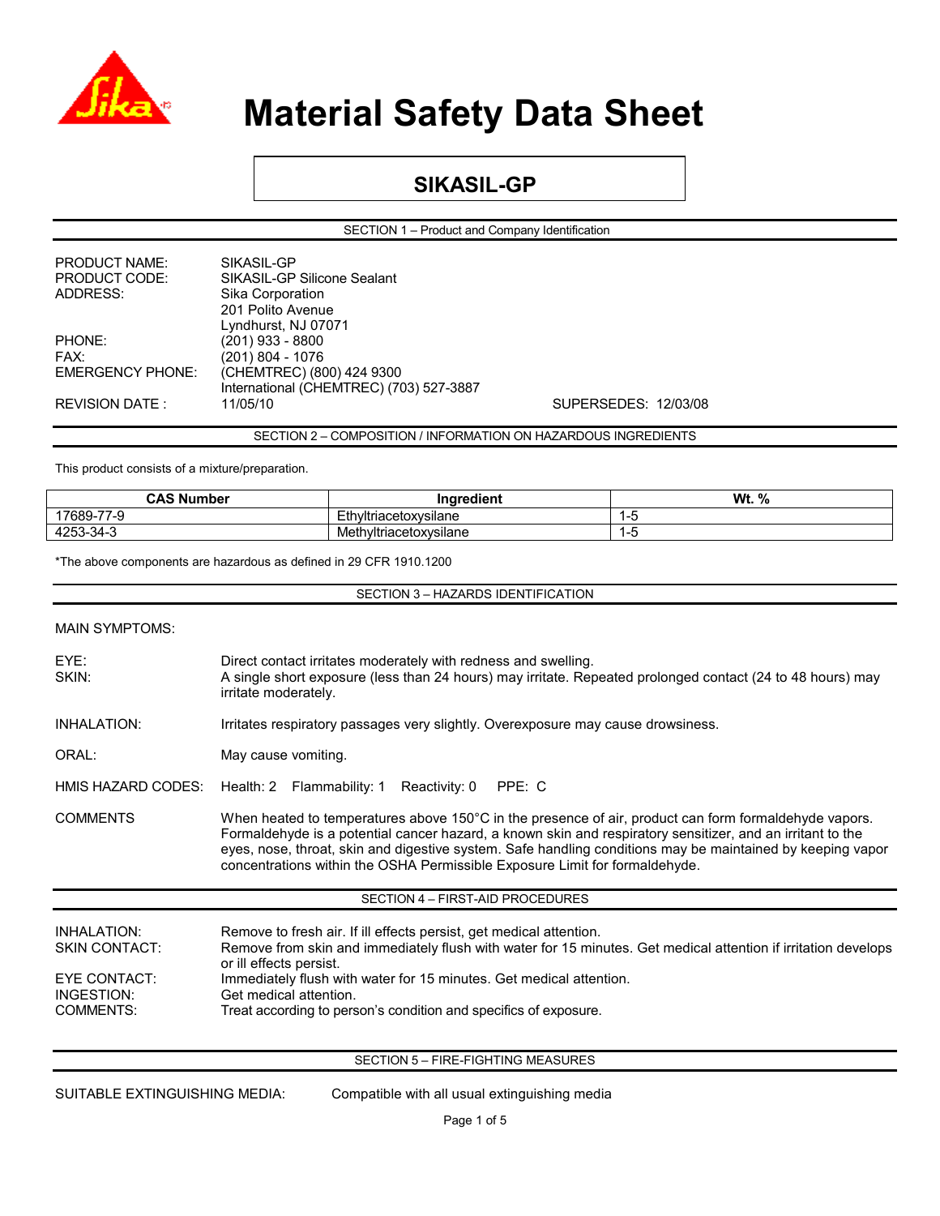# Material Safety Data Sheet

## SIKASIL-GP

### SECTION 1 – Product and Company Identification

PRODUCT NAME: SIKASIL-GP
PRODUCT CODE: SIKASIL-GP Silicone Sealant
ADDRESS: Sika Corporation
201 Polito Avenue
Lyndhurst, NJ 07071
PHONE: (201) 933 - 8800
FAX: (201) 804 - 1076
EMERGENCY PHONE: (CHEMTREC) (800) 424 9300
International (CHEMTREC) (703) 527-3887
REVISION DATE : 11/05/10 SUPERSEDES: 12/03/08

### SECTION 2 – COMPOSITION / INFORMATION ON HAZARDOUS INGREDIENTS

This product consists of a mixture/preparation.

| CAS Number | Ingredient | Wt. % |
| --- | --- | --- |
| 17689-77-9 | Ethyltriacetoxysilane | 1-5 |
| 4253-34-3 | Methyltriacetoxysilane | 1-5 |

*The above components are hazardous as defined in 29 CFR 1910.1200

### SECTION 3 – HAZARDS IDENTIFICATION

MAIN SYMPTOMS:

EYE: Direct contact irritates moderately with redness and swelling.
SKIN: A single short exposure (less than 24 hours) may irritate. Repeated prolonged contact (24 to 48 hours) may irritate moderately.

INHALATION: Irritates respiratory passages very slightly. Overexposure may cause drowsiness.

ORAL: May cause vomiting.

HMIS HAZARD CODES: Health: 2 Flammability: 1 Reactivity: 0 PPE: C

COMMENTS: When heated to temperatures above 150°C in the presence of air, product can form formaldehyde vapors. Formaldehyde is a potential cancer hazard, a known skin and respiratory sensitizer, and an irritant to the eyes, nose, throat, skin and digestive system. Safe handling conditions may be maintained by keeping vapor concentrations within the OSHA Permissible Exposure Limit for formaldehyde.

### SECTION 4 – FIRST-AID PROCEDURES

INHALATION: Remove to fresh air. If ill effects persist, get medical attention.
SKIN CONTACT: Remove from skin and immediately flush with water for 15 minutes. Get medical attention if irritation develops or ill effects persist.
EYE CONTACT: Immediately flush with water for 15 minutes. Get medical attention.
INGESTION: Get medical attention.
COMMENTS: Treat according to person's condition and specifics of exposure.

### SECTION 5 – FIRE-FIGHTING MEASURES

SUITABLE EXTINGUISHING MEDIA: Compatible with all usual extinguishing media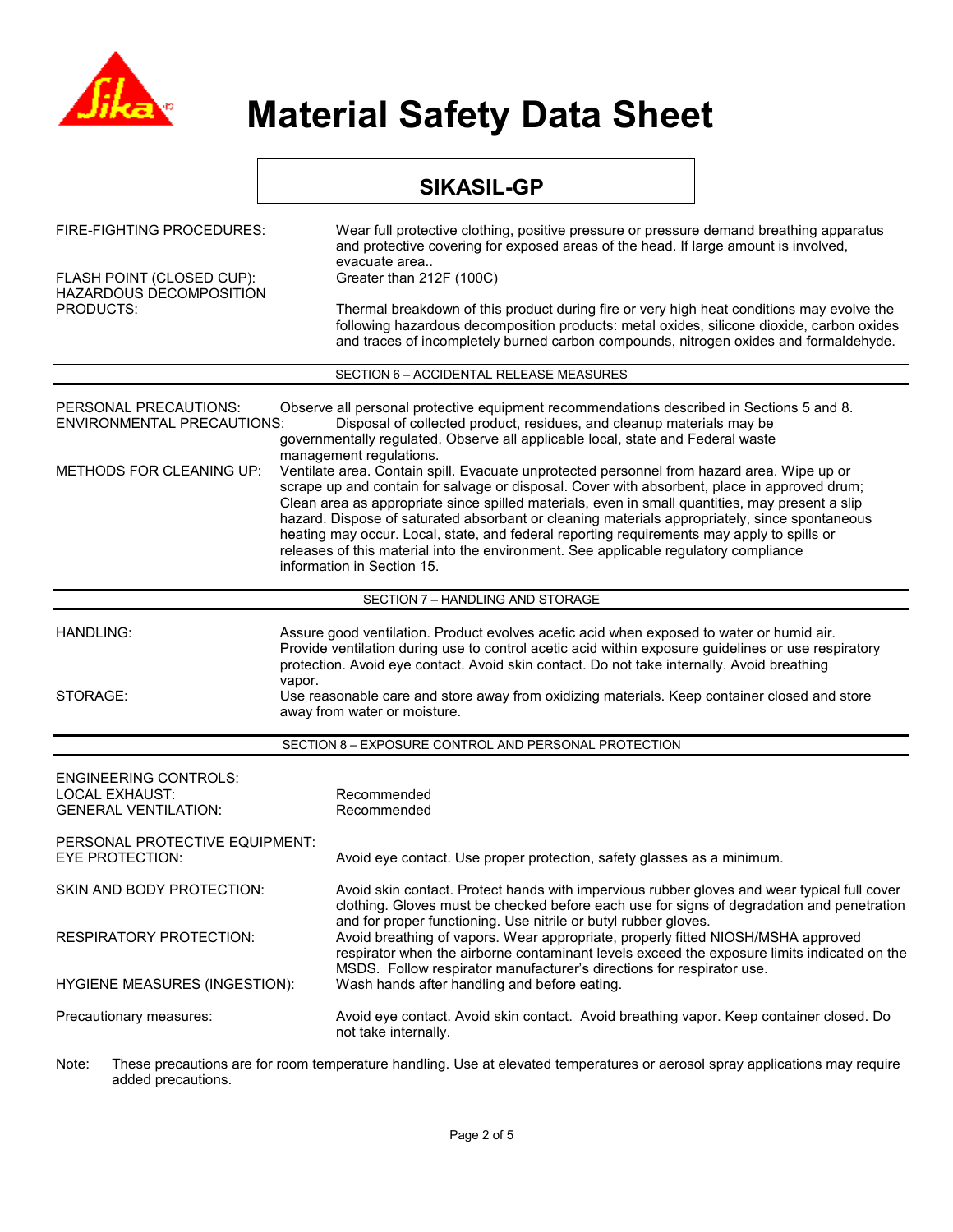# Material Safety Data Sheet

## SIKASIL-GP

**FIRE-FIGHTING PROCEDURES:** Wear full protective clothing, positive pressure or pressure demand breathing apparatus and protective covering for exposed areas of the head. If large amount is involved, evacuate area..

**FLASH POINT (CLOSED CUP):** Greater than 212F (100C)

**HAZARDOUS DECOMPOSITION PRODUCTS:** Thermal breakdown of this product during fire or very high heat conditions may evolve the following hazardous decomposition products: metal oxides, silicone dioxide, carbon oxides and traces of incompletely burned carbon compounds, nitrogen oxides and formaldehyde.

## SECTION 6 – ACCIDENTAL RELEASE MEASURES

**PERSONAL PRECAUTIONS:** Observe all personal protective equipment recommendations described in Sections 5 and 8.

**ENVIRONMENTAL PRECAUTIONS:** Disposal of collected product, residues, and cleanup materials may be governmentally regulated. Observe all applicable local, state and Federal waste management regulations.

**METHODS FOR CLEANING UP:** Ventilate area. Contain spill. Evacuate unprotected personnel from hazard area. Wipe up or scrape up and contain for salvage or disposal. Cover with absorbent, place in approved drum; Clean area as appropriate since spilled materials, even in small quantities, may present a slip hazard. Dispose of saturated absorbant or cleaning materials appropriately, since spontaneous heating may occur. Local, state, and federal reporting requirements may apply to spills or releases of this material into the environment. See applicable regulatory compliance information in Section 15.

## SECTION 7 – HANDLING AND STORAGE

**HANDLING:** Assure good ventilation. Product evolves acetic acid when exposed to water or humid air. Provide ventilation during use to control acetic acid within exposure guidelines or use respiratory protection. Avoid eye contact. Avoid skin contact. Do not take internally. Avoid breathing vapor.

**STORAGE:** Use reasonable care and store away from oxidizing materials. Keep container closed and store away from water or moisture.

## SECTION 8 – EXPOSURE CONTROL AND PERSONAL PROTECTION

**ENGINEERING CONTROLS:**

**LOCAL EXHAUST:** Recommended

**GENERAL VENTILATION:** Recommended

**PERSONAL PROTECTIVE EQUIPMENT:**

**EYE PROTECTION:** Avoid eye contact. Use proper protection, safety glasses as a minimum.

**SKIN AND BODY PROTECTION:** Avoid skin contact. Protect hands with impervious rubber gloves and wear typical full cover clothing. Gloves must be checked before each use for signs of degradation and penetration and for proper functioning. Use nitrile or butyl rubber gloves.

**RESPIRATORY PROTECTION:** Avoid breathing of vapors. Wear appropriate, properly fitted NIOSH/MSHA approved respirator when the airborne contaminant levels exceed the exposure limits indicated on the MSDS. Follow respirator manufacturer's directions for respirator use.

**HYGIENE MEASURES (INGESTION):** Wash hands after handling and before eating.

**Precautionary measures:** Avoid eye contact. Avoid skin contact. Avoid breathing vapor. Keep container closed. Do not take internally.

Note: These precautions are for room temperature handling. Use at elevated temperatures or aerosol spray applications may require added precautions.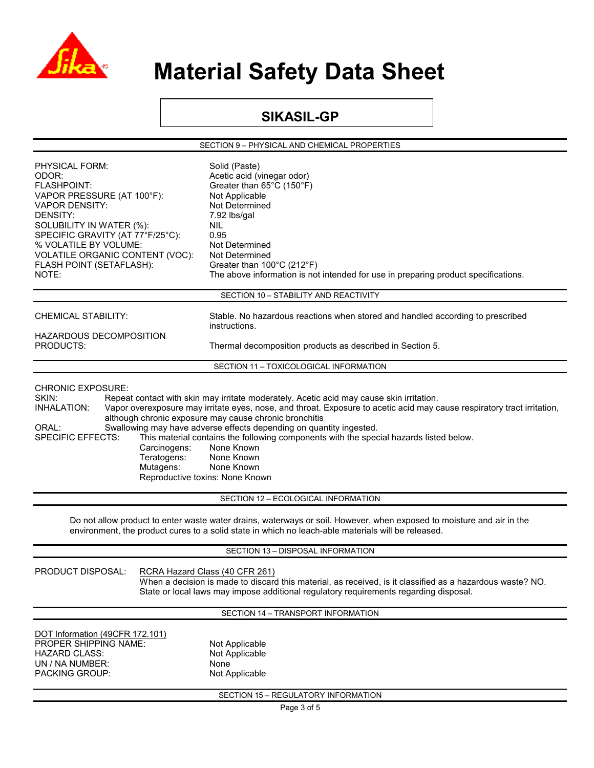# Material Safety Data Sheet

## SIKASIL-GP

### SECTION 9 – PHYSICAL AND CHEMICAL PROPERTIES

| | |
|---|---|
| PHYSICAL FORM: | Solid (Paste) |
| ODOR: | Acetic acid (vinegar odor) |
| FLASHPOINT: | Greater than 65°C (150°F) |
| VAPOR PRESSURE (AT 100°F): | Not Applicable |
| VAPOR DENSITY: | Not Determined |
| DENSITY: | 7.92 lbs/gal |
| SOLUBILITY IN WATER (%): | NIL |
| SPECIFIC GRAVITY (AT 77°F/25°C): | 0.95 |
| % VOLATILE BY VOLUME: | Not Determined |
| VOLATILE ORGANIC CONTENT (VOC): | Not Determined |
| FLASH POINT (SETAFLASH): | Greater than 100°C (212°F) |
| NOTE: | The above information is not intended for use in preparing product specifications. |

### SECTION 10 – STABILITY AND REACTIVITY

| | |
|---|---|
| CHEMICAL STABILITY: | Stable. No hazardous reactions when stored and handled according to prescribed instructions. |
| HAZARDOUS DECOMPOSITION PRODUCTS: | Thermal decomposition products as described in Section 5. |

### SECTION 11 – TOXICOLOGICAL INFORMATION

CHRONIC EXPOSURE:

SKIN: Repeat contact with skin may irritate moderately. Acetic acid may cause skin irritation.

INHALATION: Vapor overexposure may irritate eyes, nose, and throat. Exposure to acetic acid may cause respiratory tract irritation, although chronic exposure may cause chronic bronchitis

ORAL: Swallowing may have adverse effects depending on quantity ingested.

SPECIFIC EFFECTS: This material contains the following components with the special hazards listed below.

- Carcinogens: None Known
- Teratogens: None Known
- Mutagens: None Known
- Reproductive toxins: None Known

### SECTION 12 – ECOLOGICAL INFORMATION

Do not allow product to enter waste water drains, waterways or soil. However, when exposed to moisture and air in the environment, the product cures to a solid state in which no leach-able materials will be released.

### SECTION 13 – DISPOSAL INFORMATION

PRODUCT DISPOSAL: RCRA Hazard Class (40 CFR 261)
When a decision is made to discard this material, as received, is it classified as a hazardous waste? NO. State or local laws may impose additional regulatory requirements regarding disposal.

### SECTION 14 – TRANSPORT INFORMATION

DOT Information (49CFR 172.101)

| | |
|---|---|
| PROPER SHIPPING NAME: | Not Applicable |
| HAZARD CLASS: | Not Applicable |
| UN / NA NUMBER: | None |
| PACKING GROUP: | Not Applicable |

### SECTION 15 – REGULATORY INFORMATION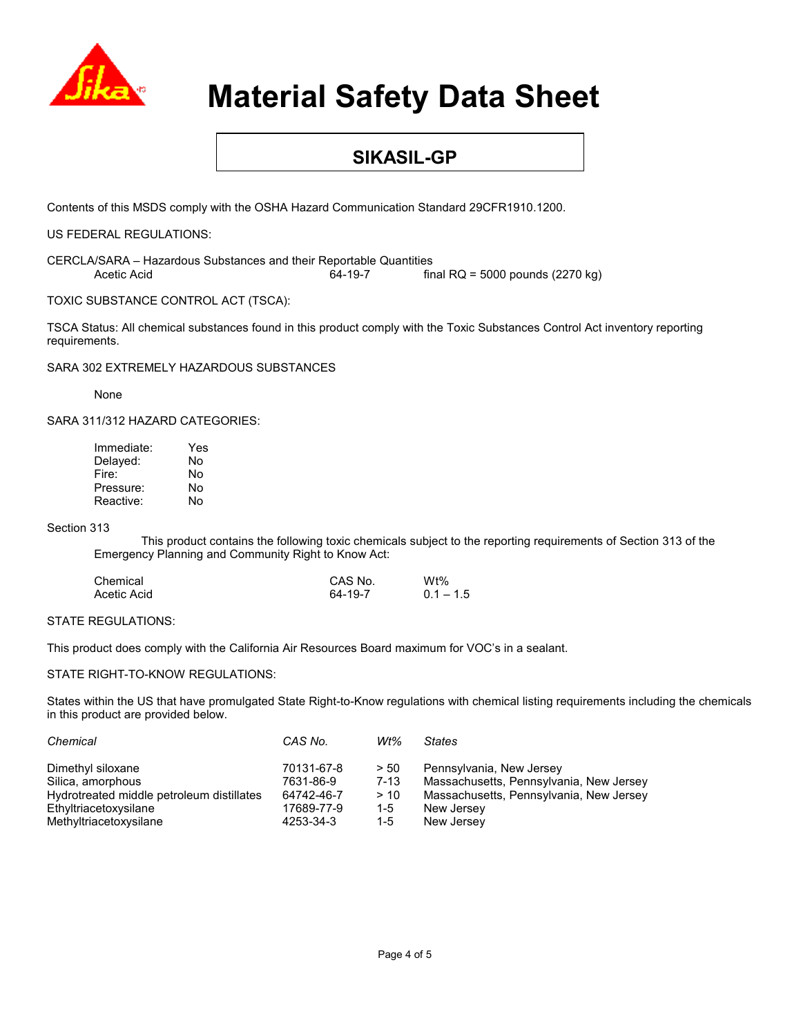# Material Safety Data Sheet

## SIKASIL-GP

Contents of this MSDS comply with the OSHA Hazard Communication Standard 29CFR1910.1200.

US FEDERAL REGULATIONS:

CERCLA/SARA – Hazardous Substances and their Reportable Quantities

| | | |
|---|---|---|
| Acetic Acid | 64-19-7 | final RQ = 5000 pounds (2270 kg) |

TOXIC SUBSTANCE CONTROL ACT (TSCA):

TSCA Status: All chemical substances found in this product comply with the Toxic Substances Control Act inventory reporting requirements.

SARA 302 EXTREMELY HAZARDOUS SUBSTANCES

None

SARA 311/312 HAZARD CATEGORIES:

| | |
|---|---|
| Immediate: | Yes |
| Delayed: | No |
| Fire: | No |
| Pressure: | No |
| Reactive: | No |

Section 313

This product contains the following toxic chemicals subject to the reporting requirements of Section 313 of the Emergency Planning and Community Right to Know Act:

| Chemical | CAS No. | Wt% |
|---|---|---|
| Acetic Acid | 64-19-7 | 0.1 – 1.5 |

STATE REGULATIONS:

This product does comply with the California Air Resources Board maximum for VOC's in a sealant.

STATE RIGHT-TO-KNOW REGULATIONS:

States within the US that have promulgated State Right-to-Know regulations with chemical listing requirements including the chemicals in this product are provided below.

| *Chemical* | *CAS No.* | *Wt%* | *States* |
|---|---|---|---|
| Dimethyl siloxane | 70131-67-8 | > 50 | Pennsylvania, New Jersey |
| Silica, amorphous | 7631-86-9 | 7-13 | Massachusetts, Pennsylvania, New Jersey |
| Hydrotreated middle petroleum distillates | 64742-46-7 | > 10 | Massachusetts, Pennsylvania, New Jersey |
| Ethyltriacetoxysilane | 17689-77-9 | 1-5 | New Jersey |
| Methyltriacetoxysilane | 4253-34-3 | 1-5 | New Jersey |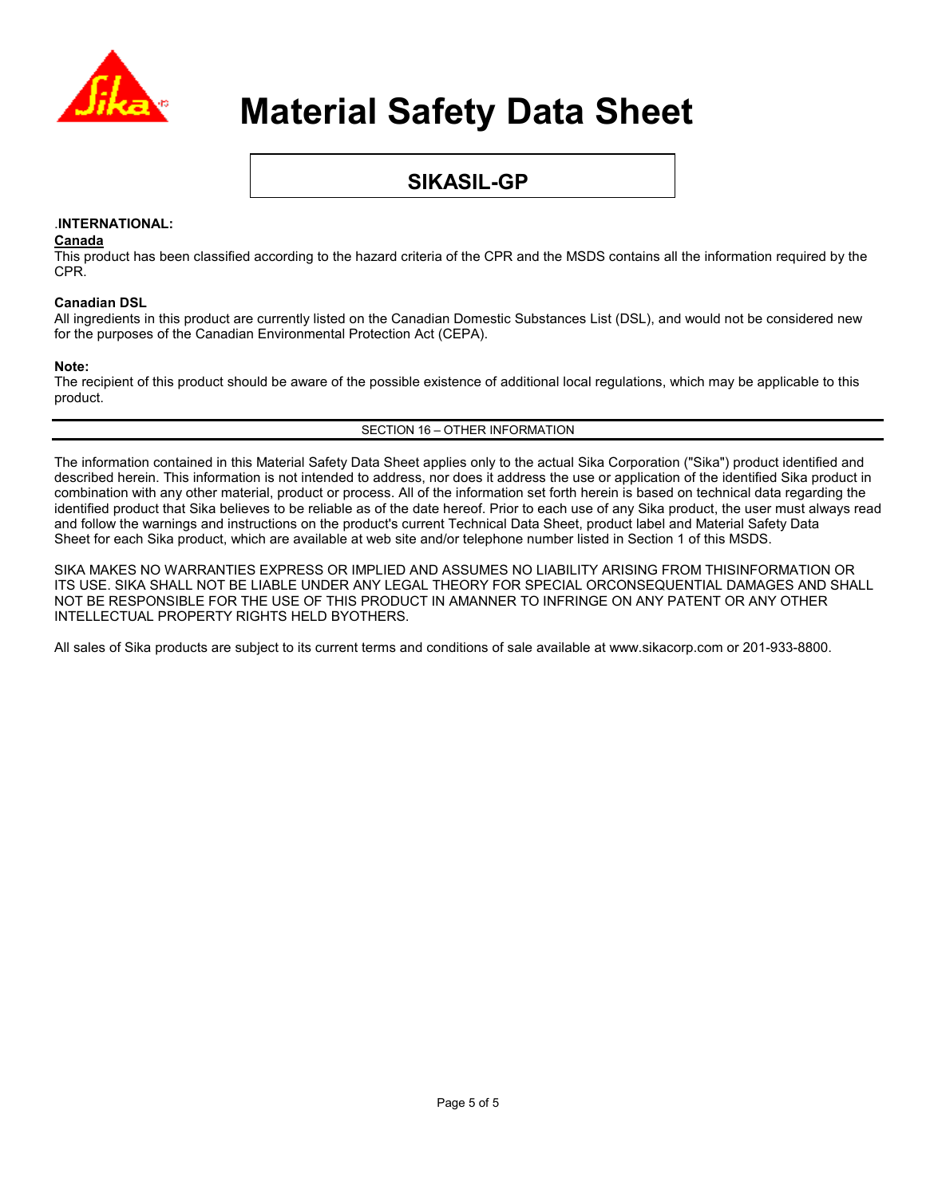# Material Safety Data Sheet

## SIKASIL-GP

.**INTERNATIONAL:**

**Canada**

This product has been classified according to the hazard criteria of the CPR and the MSDS contains all the information required by the CPR.

**Canadian DSL**

All ingredients in this product are currently listed on the Canadian Domestic Substances List (DSL), and would not be considered new for the purposes of the Canadian Environmental Protection Act (CEPA).

**Note:**

The recipient of this product should be aware of the possible existence of additional local regulations, which may be applicable to this product.

## SECTION 16 – OTHER INFORMATION

The information contained in this Material Safety Data Sheet applies only to the actual Sika Corporation ("Sika") product identified and described herein. This information is not intended to address, nor does it address the use or application of the identified Sika product in combination with any other material, product or process. All of the information set forth herein is based on technical data regarding the identified product that Sika believes to be reliable as of the date hereof. Prior to each use of any Sika product, the user must always read and follow the warnings and instructions on the product's current Technical Data Sheet, product label and Material Safety Data Sheet for each Sika product, which are available at web site and/or telephone number listed in Section 1 of this MSDS.

SIKA MAKES NO WARRANTIES EXPRESS OR IMPLIED AND ASSUMES NO LIABILITY ARISING FROM THISINFORMATION OR ITS USE. SIKA SHALL NOT BE LIABLE UNDER ANY LEGAL THEORY FOR SPECIAL ORCONSEQUENTIAL DAMAGES AND SHALL NOT BE RESPONSIBLE FOR THE USE OF THIS PRODUCT IN AMANNER TO INFRINGE ON ANY PATENT OR ANY OTHER INTELLECTUAL PROPERTY RIGHTS HELD BYOTHERS.

All sales of Sika products are subject to its current terms and conditions of sale available at www.sikacorp.com or 201-933-8800.